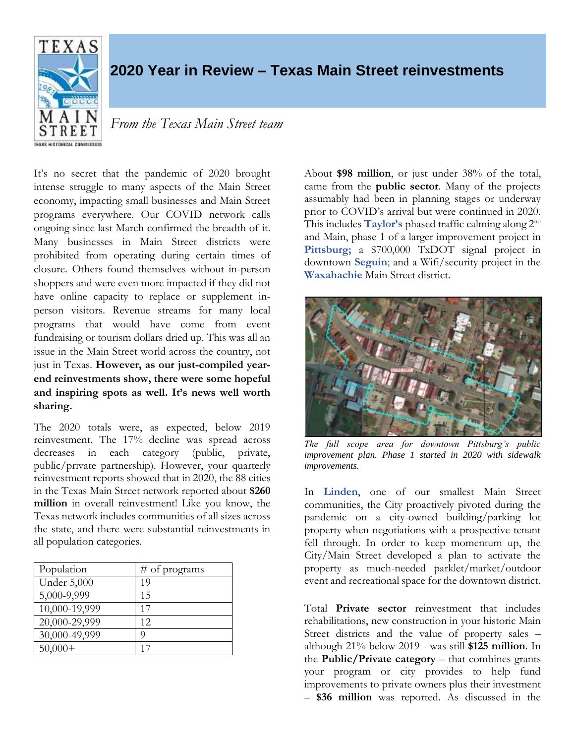# 2020 Year in Review – Texas Main Street reinvestments

*From the Texas Main Street team*

It's no secret that the pandemic of 2020 brought intense struggle to many aspects of the Main Street economy, impacting small businesses and Main Street programs everywhere. Our COVID network calls ongoing since last March confirmed the breadth of it. Many businesses in Main Street districts were prohibited from operating during certain times of closure. Others found themselves without in-person shoppers and were even more impacted if they did not have online capacity to replace or supplement in-person visitors. Revenue streams for many local programs that would have come from event fundraising or tourism dollars dried up. This was all an issue in the Main Street world across the country, not just in Texas. **However, as our just-compiled year-end reinvestments show, there were some hopeful and inspiring spots as well. It's news well worth sharing.**

The 2020 totals were, as expected, below 2019 reinvestment. The 17% decline was spread across decreases in each category (public, private, public/private partnership). However, your quarterly reinvestment reports showed that in 2020, the 88 cities in the Texas Main Street network reported about **$260 million** in overall reinvestment! Like you know, the Texas network includes communities of all sizes across the state, and there were substantial reinvestments in all population categories.

| Population | # of programs |
|---|---|
| Under 5,000 | 19 |
| 5,000-9,999 | 15 |
| 10,000-19,999 | 17 |
| 20,000-29,999 | 12 |
| 30,000-49,999 | 9 |
| 50,000+ | 17 |

About **$98 million**, or just under 38% of the total, came from the **public sector**. Many of the projects assumably had been in planning stages or underway prior to COVID's arrival but were continued in 2020. This includes **Taylor's** phased traffic calming along 2nd and Main, phase 1 of a larger improvement project in **Pittsburg;** a $700,000 TxDOT signal project in downtown **Seguin**; and a Wifi/security project in the **Waxahachie** Main Street district.

*The full scope area for downtown Pittsburg's public improvement plan. Phase 1 started in 2020 with sidewalk improvements.*

In **Linden**, one of our smallest Main Street communities, the City proactively pivoted during the pandemic on a city-owned building/parking lot property when negotiations with a prospective tenant fell through. In order to keep momentum up, the City/Main Street developed a plan to activate the property as much-needed parklet/market/outdoor event and recreational space for the downtown district.

Total **Private sector** reinvestment that includes rehabilitations, new construction in your historic Main Street districts and the value of property sales – although 21% below 2019 - was still **$125 million**. In the **Public/Private category** – that combines grants your program or city provides to help fund improvements to private owners plus their investment – **$36 million** was reported. As discussed in the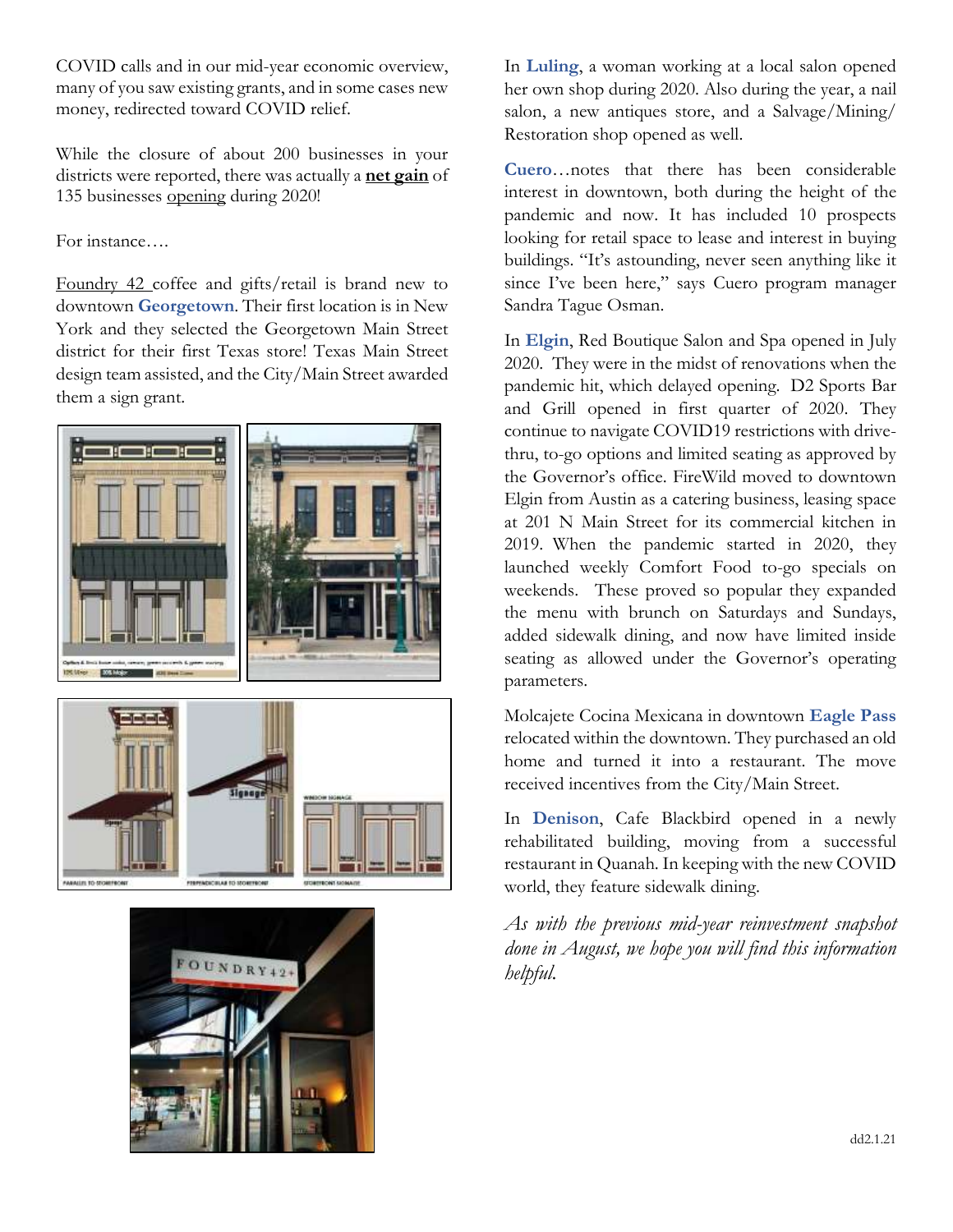COVID calls and in our mid-year economic overview, many of you saw existing grants, and in some cases new money, redirected toward COVID relief.

While the closure of about 200 businesses in your districts were reported, there was actually a **net gain** of 135 businesses opening during 2020!

For instance….

Foundry 42 coffee and gifts/retail is brand new to downtown **Georgetown**. Their first location is in New York and they selected the Georgetown Main Street district for their first Texas store! Texas Main Street design team assisted, and the City/Main Street awarded them a sign grant.

In **Luling**, a woman working at a local salon opened her own shop during 2020. Also during the year, a nail salon, a new antiques store, and a Salvage/Mining/Restoration shop opened as well.

**Cuero**…notes that there has been considerable interest in downtown, both during the height of the pandemic and now. It has included 10 prospects looking for retail space to lease and interest in buying buildings. "It's astounding, never seen anything like it since I've been here," says Cuero program manager Sandra Tague Osman.

In **Elgin**, Red Boutique Salon and Spa opened in July 2020. They were in the midst of renovations when the pandemic hit, which delayed opening. D2 Sports Bar and Grill opened in first quarter of 2020. They continue to navigate COVID19 restrictions with drive-thru, to-go options and limited seating as approved by the Governor's office. FireWild moved to downtown Elgin from Austin as a catering business, leasing space at 201 N Main Street for its commercial kitchen in 2019. When the pandemic started in 2020, they launched weekly Comfort Food to-go specials on weekends. These proved so popular they expanded the menu with brunch on Saturdays and Sundays, added sidewalk dining, and now have limited inside seating as allowed under the Governor's operating parameters.

Molcajete Cocina Mexicana in downtown **Eagle Pass** relocated within the downtown. They purchased an old home and turned it into a restaurant. The move received incentives from the City/Main Street.

In **Denison**, Cafe Blackbird opened in a newly rehabilitated building, moving from a successful restaurant in Quanah. In keeping with the new COVID world, they feature sidewalk dining.

*As with the previous mid-year reinvestment snapshot done in August, we hope you will find this information helpful.*

dd2.1.21